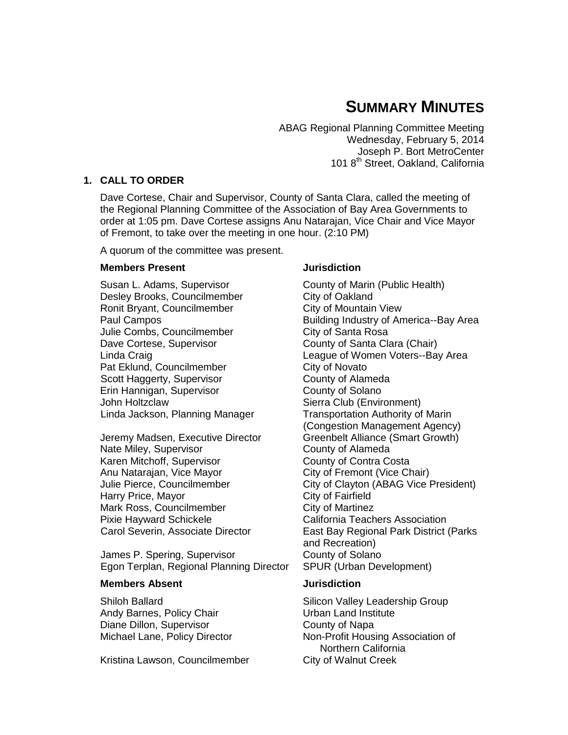# SUMMARY MINUTES

ABAG Regional Planning Committee Meeting
Wednesday, February 5, 2014
Joseph P. Bort MetroCenter
101 8th Street, Oakland, California

## 1. CALL TO ORDER

Dave Cortese, Chair and Supervisor, County of Santa Clara, called the meeting of the Regional Planning Committee of the Association of Bay Area Governments to order at 1:05 pm. Dave Cortese assigns Anu Natarajan, Vice Chair and Vice Mayor of Fremont, to take over the meeting in one hour. (2:10 PM)

A quorum of the committee was present.

| Members Present | Jurisdiction |
|---|---|
| Susan L. Adams, Supervisor | County of Marin (Public Health) |
| Desley Brooks, Councilmember | City of Oakland |
| Ronit Bryant, Councilmember | City of Mountain View |
| Paul Campos | Building Industry of America--Bay Area |
| Julie Combs, Councilmember | City of Santa Rosa |
| Dave Cortese, Supervisor | County of Santa Clara (Chair) |
| Linda Craig | League of Women Voters--Bay Area |
| Pat Eklund, Councilmember | City of Novato |
| Scott Haggerty, Supervisor | County of Alameda |
| Erin Hannigan, Supervisor | County of Solano |
| John Holtzclaw | Sierra Club (Environment) |
| Linda Jackson, Planning Manager | Transportation Authority of Marin (Congestion Management Agency) |
| Jeremy Madsen, Executive Director | Greenbelt Alliance (Smart Growth) |
| Nate Miley, Supervisor | County of Alameda |
| Karen Mitchoff, Supervisor | County of Contra Costa |
| Anu Natarajan, Vice Mayor | City of Fremont (Vice Chair) |
| Julie Pierce, Councilmember | City of Clayton (ABAG Vice President) |
| Harry Price, Mayor | City of Fairfield |
| Mark Ross, Councilmember | City of Martinez |
| Pixie Hayward Schickele | California Teachers Association |
| Carol Severin, Associate Director | East Bay Regional Park District (Parks and Recreation) |
| James P. Spering, Supervisor | County of Solano |
| Egon Terplan, Regional Planning Director | SPUR (Urban Development) |

| Members Absent | Jurisdiction |
|---|---|
| Shiloh Ballard | Silicon Valley Leadership Group |
| Andy Barnes, Policy Chair | Urban Land Institute |
| Diane Dillon, Supervisor | County of Napa |
| Michael Lane, Policy Director | Non-Profit Housing Association of Northern California |
| Kristina Lawson, Councilmember | City of Walnut Creek |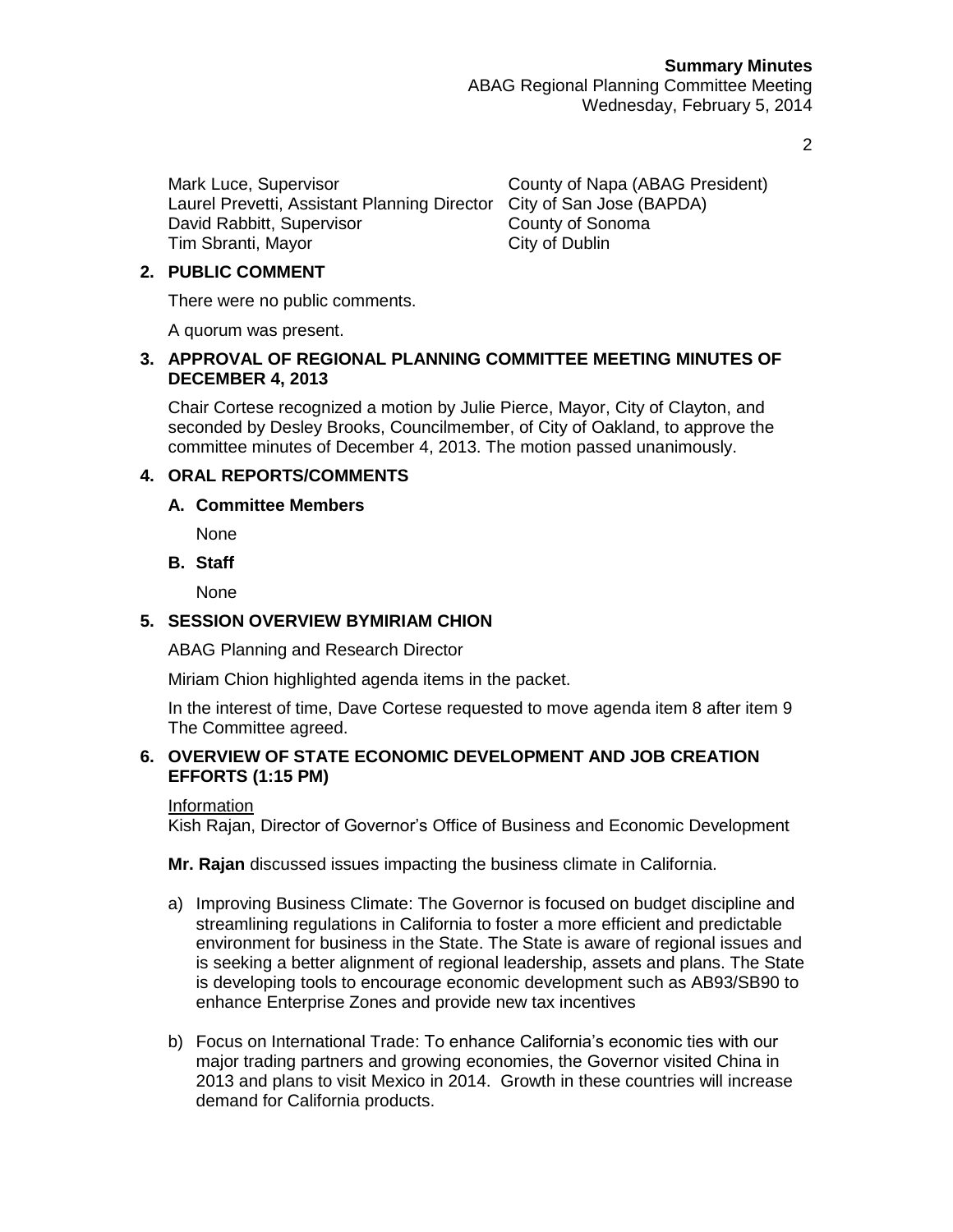| | |
|---|---|
| Mark Luce, Supervisor | County of Napa (ABAG President) |
| Laurel Prevetti, Assistant Planning Director | City of San Jose (BAPDA) |
| David Rabbitt, Supervisor | County of Sonoma |
| Tim Sbranti, Mayor | City of Dublin |

**2. PUBLIC COMMENT**

There were no public comments.

A quorum was present.

**3. APPROVAL OF REGIONAL PLANNING COMMITTEE MEETING MINUTES OF DECEMBER 4, 2013**

Chair Cortese recognized a motion by Julie Pierce, Mayor, City of Clayton, and seconded by Desley Brooks, Councilmember, of City of Oakland, to approve the committee minutes of December 4, 2013. The motion passed unanimously.

**4. ORAL REPORTS/COMMENTS**

**A. Committee Members**

None

**B. Staff**

None

**5. SESSION OVERVIEW BYMIRIAM CHION**

ABAG Planning and Research Director

Miriam Chion highlighted agenda items in the packet.

In the interest of time, Dave Cortese requested to move agenda item 8 after item 9 The Committee agreed.

**6. OVERVIEW OF STATE ECONOMIC DEVELOPMENT AND JOB CREATION EFFORTS (1:15 PM)**

Information
Kish Rajan, Director of Governor's Office of Business and Economic Development

**Mr. Rajan** discussed issues impacting the business climate in California.

a) Improving Business Climate: The Governor is focused on budget discipline and streamlining regulations in California to foster a more efficient and predictable environment for business in the State. The State is aware of regional issues and is seeking a better alignment of regional leadership, assets and plans. The State is developing tools to encourage economic development such as AB93/SB90 to enhance Enterprise Zones and provide new tax incentives

b) Focus on International Trade: To enhance California's economic ties with our major trading partners and growing economies, the Governor visited China in 2013 and plans to visit Mexico in 2014. Growth in these countries will increase demand for California products.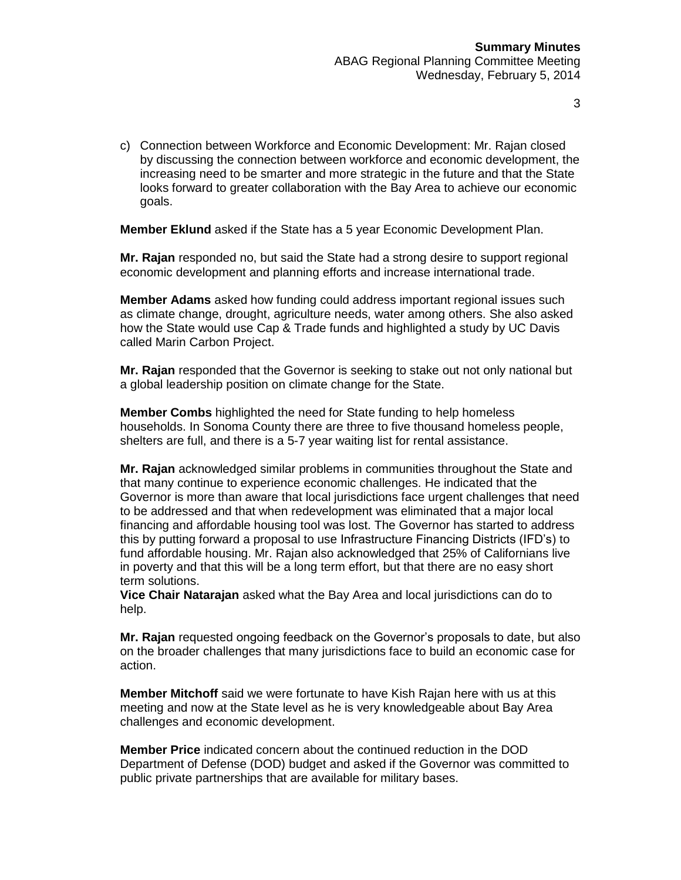c) Connection between Workforce and Economic Development: Mr. Rajan closed by discussing the connection between workforce and economic development, the increasing need to be smarter and more strategic in the future and that the State looks forward to greater collaboration with the Bay Area to achieve our economic goals.

**Member Eklund** asked if the State has a 5 year Economic Development Plan.

**Mr. Rajan** responded no, but said the State had a strong desire to support regional economic development and planning efforts and increase international trade.

**Member Adams** asked how funding could address important regional issues such as climate change, drought, agriculture needs, water among others. She also asked how the State would use Cap & Trade funds and highlighted a study by UC Davis called Marin Carbon Project.

**Mr. Rajan** responded that the Governor is seeking to stake out not only national but a global leadership position on climate change for the State.

**Member Combs** highlighted the need for State funding to help homeless households. In Sonoma County there are three to five thousand homeless people, shelters are full, and there is a 5-7 year waiting list for rental assistance.

**Mr. Rajan** acknowledged similar problems in communities throughout the State and that many continue to experience economic challenges. He indicated that the Governor is more than aware that local jurisdictions face urgent challenges that need to be addressed and that when redevelopment was eliminated that a major local financing and affordable housing tool was lost. The Governor has started to address this by putting forward a proposal to use Infrastructure Financing Districts (IFD's) to fund affordable housing. Mr. Rajan also acknowledged that 25% of Californians live in poverty and that this will be a long term effort, but that there are no easy short term solutions.

**Vice Chair Natarajan** asked what the Bay Area and local jurisdictions can do to help.

**Mr. Rajan** requested ongoing feedback on the Governor's proposals to date, but also on the broader challenges that many jurisdictions face to build an economic case for action.

**Member Mitchoff** said we were fortunate to have Kish Rajan here with us at this meeting and now at the State level as he is very knowledgeable about Bay Area challenges and economic development.

**Member Price** indicated concern about the continued reduction in the DOD Department of Defense (DOD) budget and asked if the Governor was committed to public private partnerships that are available for military bases.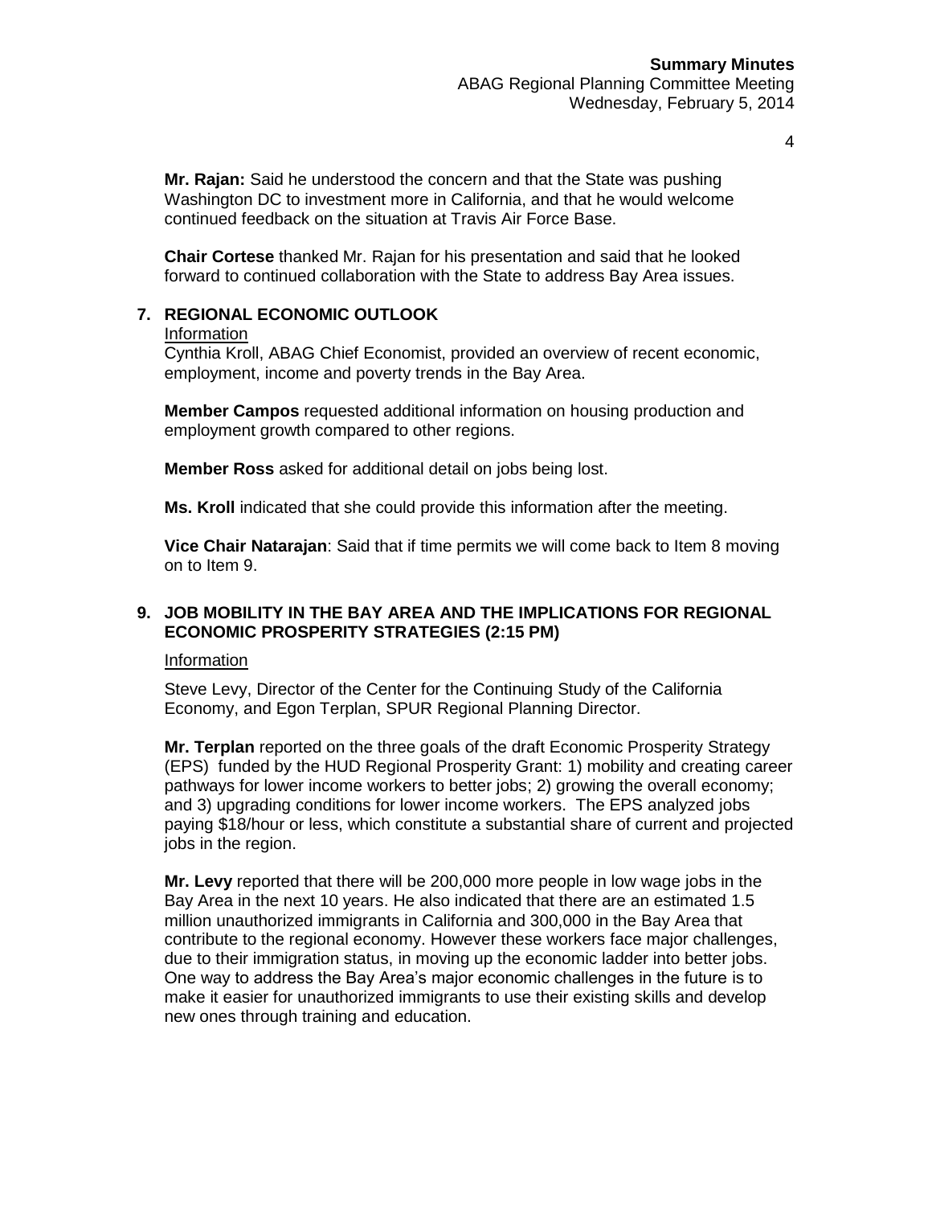**Mr. Rajan:** Said he understood the concern and that the State was pushing Washington DC to investment more in California, and that he would welcome continued feedback on the situation at Travis Air Force Base.

**Chair Cortese** thanked Mr. Rajan for his presentation and said that he looked forward to continued collaboration with the State to address Bay Area issues.

## 7. REGIONAL ECONOMIC OUTLOOK

Information

Cynthia Kroll, ABAG Chief Economist, provided an overview of recent economic, employment, income and poverty trends in the Bay Area.

**Member Campos** requested additional information on housing production and employment growth compared to other regions.

**Member Ross** asked for additional detail on jobs being lost.

**Ms. Kroll** indicated that she could provide this information after the meeting.

**Vice Chair Natarajan**: Said that if time permits we will come back to Item 8 moving on to Item 9.

## 9. JOB MOBILITY IN THE BAY AREA AND THE IMPLICATIONS FOR REGIONAL ECONOMIC PROSPERITY STRATEGIES (2:15 PM)

Information

Steve Levy, Director of the Center for the Continuing Study of the California Economy, and Egon Terplan, SPUR Regional Planning Director.

**Mr. Terplan** reported on the three goals of the draft Economic Prosperity Strategy (EPS) funded by the HUD Regional Prosperity Grant: 1) mobility and creating career pathways for lower income workers to better jobs; 2) growing the overall economy; and 3) upgrading conditions for lower income workers. The EPS analyzed jobs paying $18/hour or less, which constitute a substantial share of current and projected jobs in the region.

**Mr. Levy** reported that there will be 200,000 more people in low wage jobs in the Bay Area in the next 10 years. He also indicated that there are an estimated 1.5 million unauthorized immigrants in California and 300,000 in the Bay Area that contribute to the regional economy. However these workers face major challenges, due to their immigration status, in moving up the economic ladder into better jobs. One way to address the Bay Area's major economic challenges in the future is to make it easier for unauthorized immigrants to use their existing skills and develop new ones through training and education.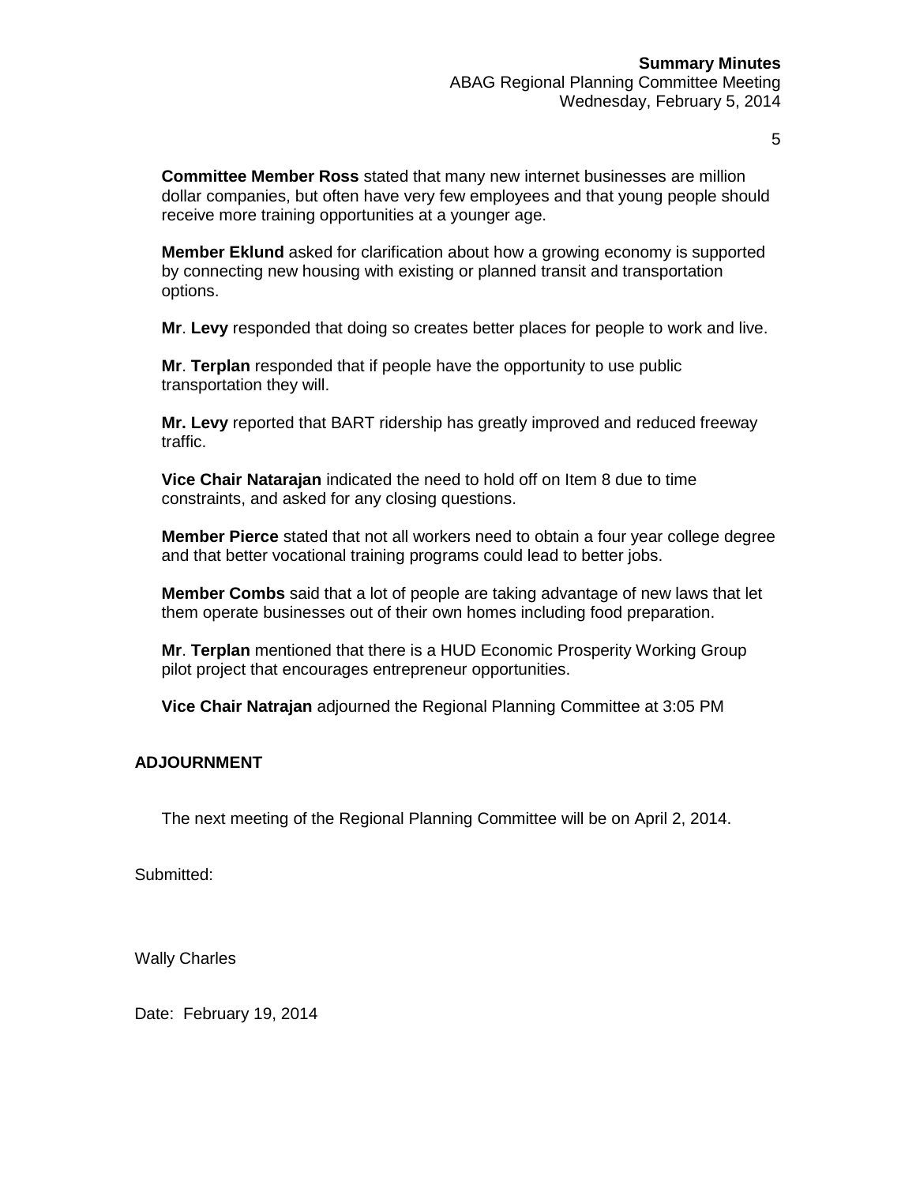**Committee Member Ross** stated that many new internet businesses are million dollar companies, but often have very few employees and that young people should receive more training opportunities at a younger age.

**Member Eklund** asked for clarification about how a growing economy is supported by connecting new housing with existing or planned transit and transportation options.

**Mr**. **Levy** responded that doing so creates better places for people to work and live.

**Mr**. **Terplan** responded that if people have the opportunity to use public transportation they will.

**Mr. Levy** reported that BART ridership has greatly improved and reduced freeway traffic.

**Vice Chair Natarajan** indicated the need to hold off on Item 8 due to time constraints, and asked for any closing questions.

**Member Pierce** stated that not all workers need to obtain a four year college degree and that better vocational training programs could lead to better jobs.

**Member Combs** said that a lot of people are taking advantage of new laws that let them operate businesses out of their own homes including food preparation.

**Mr**. **Terplan** mentioned that there is a HUD Economic Prosperity Working Group pilot project that encourages entrepreneur opportunities.

**Vice Chair Natrajan** adjourned the Regional Planning Committee at 3:05 PM

**ADJOURNMENT**

The next meeting of the Regional Planning Committee will be on April 2, 2014.

Submitted:

Wally Charles

Date: February 19, 2014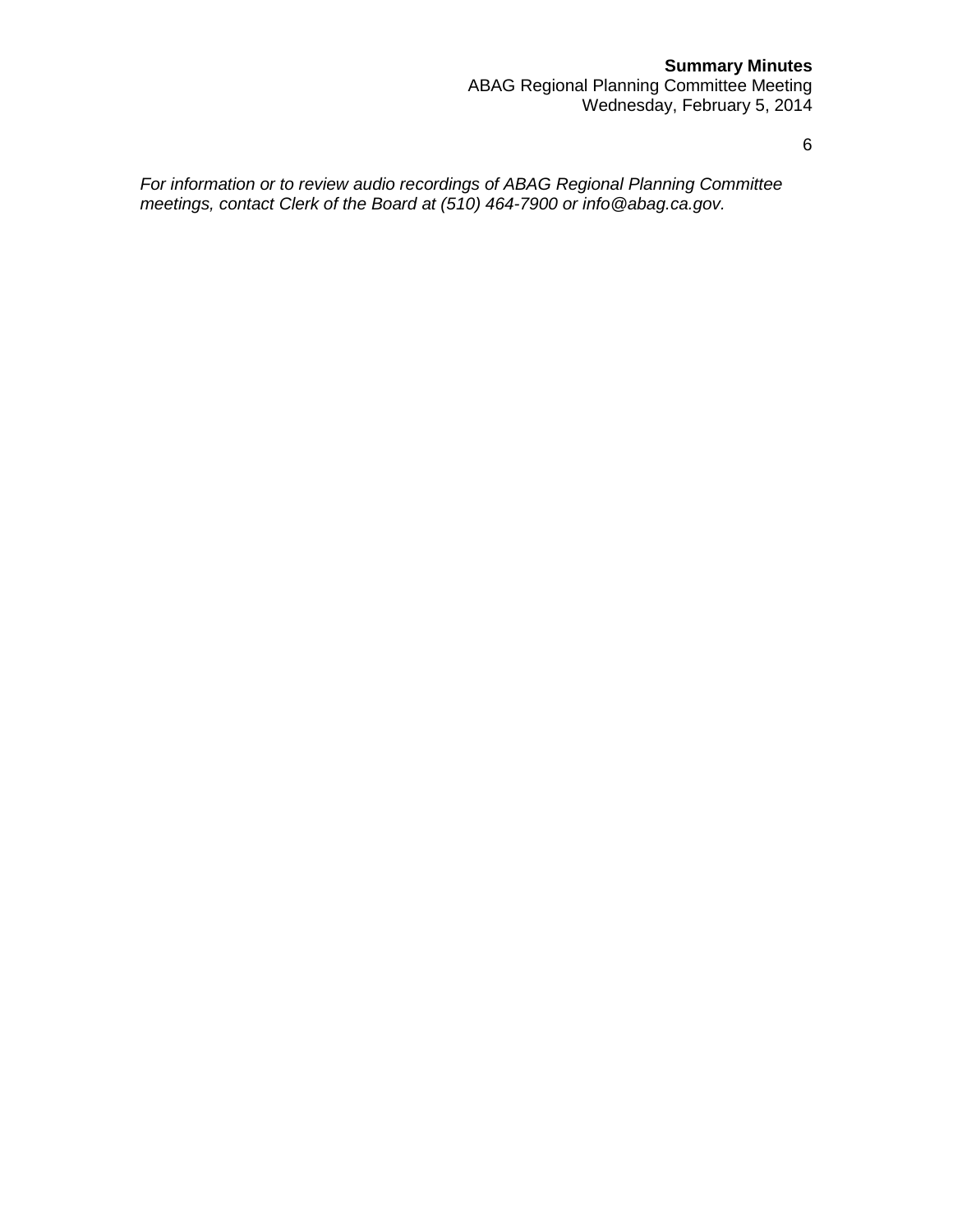*For information or to review audio recordings of ABAG Regional Planning Committee meetings, contact Clerk of the Board at (510) 464-7900 or info@abag.ca.gov.*